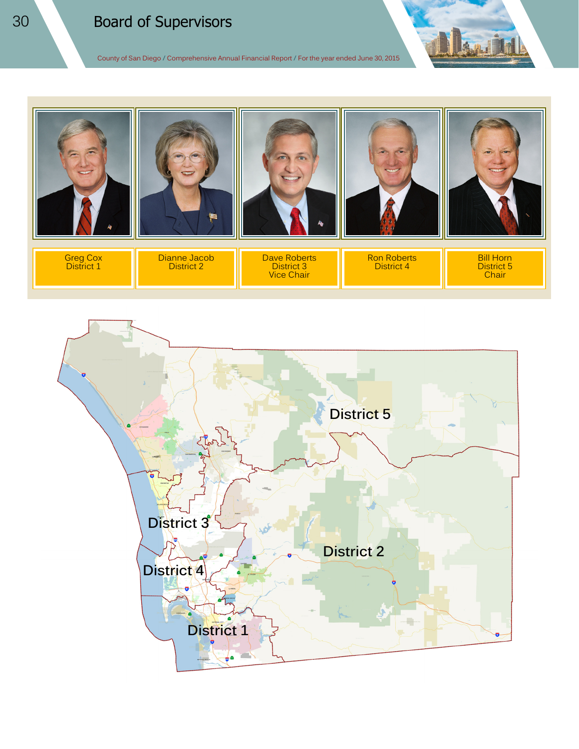# Board of Supervisors

| Greg Cox<br>District 1 | Dianne Jacob<br>District 2 | Dave Roberts<br>District 3<br>Vice Chair | Ron Roberts<br>District 4 | Bill Horn<br>District 5<br>Chair |
|---|---|---|---|---|

District 5

District 3

District 2

District 4

District 1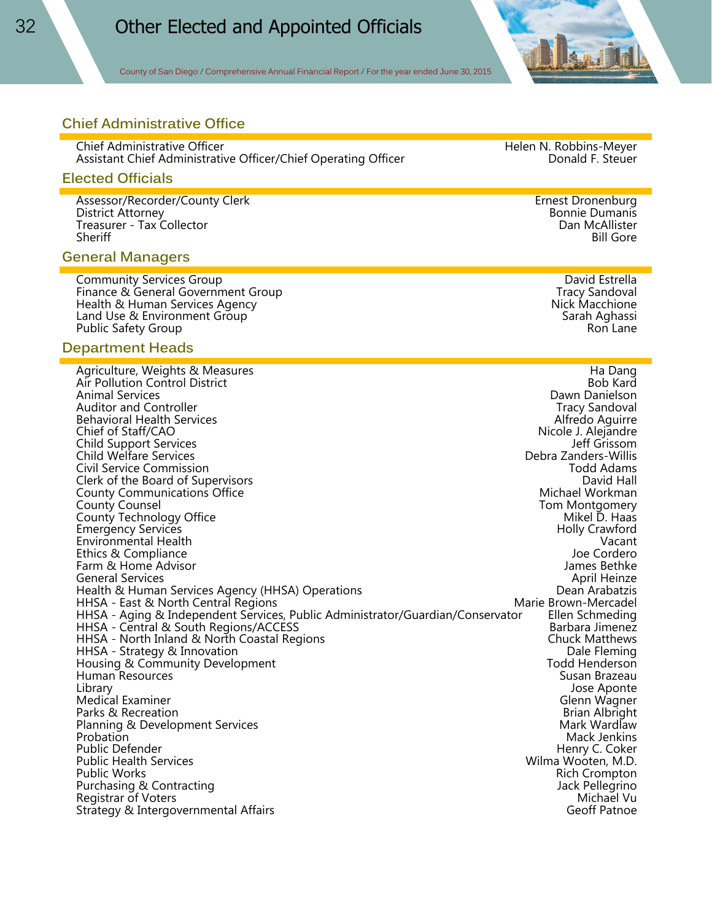# Other Elected and Appointed Officials

## Chief Administrative Office

| | |
|---|---|
| Chief Administrative Officer | Helen N. Robbins-Meyer |
| Assistant Chief Administrative Officer/Chief Operating Officer | Donald F. Steuer |

## Elected Officials

| | |
|---|---|
| Assessor/Recorder/County Clerk | Ernest Dronenburg |
| District Attorney | Bonnie Dumanis |
| Treasurer - Tax Collector | Dan McAllister |
| Sheriff | Bill Gore |

## General Managers

| | |
|---|---|
| Community Services Group | David Estrella |
| Finance & General Government Group | Tracy Sandoval |
| Health & Human Services Agency | Nick Macchione |
| Land Use & Environment Group | Sarah Aghassi |
| Public Safety Group | Ron Lane |

## Department Heads

| | |
|---|---|
| Agriculture, Weights & Measures | Ha Dang |
| Air Pollution Control District | Bob Kard |
| Animal Services | Dawn Danielson |
| Auditor and Controller | Tracy Sandoval |
| Behavioral Health Services | Alfredo Aguirre |
| Chief of Staff/CAO | Nicole J. Alejandre |
| Child Support Services | Jeff Grissom |
| Child Welfare Services | Debra Zanders-Willis |
| Civil Service Commission | Todd Adams |
| Clerk of the Board of Supervisors | David Hall |
| County Communications Office | Michael Workman |
| County Counsel | Tom Montgomery |
| County Technology Office | Mikel D. Haas |
| Emergency Services | Holly Crawford |
| Environmental Health | Vacant |
| Ethics & Compliance | Joe Cordero |
| Farm & Home Advisor | James Bethke |
| General Services | April Heinze |
| Health & Human Services Agency (HHSA) Operations | Dean Arabatzis |
| HHSA - East & North Central Regions | Marie Brown-Mercadel |
| HHSA - Aging & Independent Services, Public Administrator/Guardian/Conservator | Ellen Schmeding |
| HHSA - Central & South Regions/ACCESS | Barbara Jimenez |
| HHSA - North Inland & North Coastal Regions | Chuck Matthews |
| HHSA - Strategy & Innovation | Dale Fleming |
| Housing & Community Development | Todd Henderson |
| Human Resources | Susan Brazeau |
| Library | Jose Aponte |
| Medical Examiner | Glenn Wagner |
| Parks & Recreation | Brian Albright |
| Planning & Development Services | Mark Wardlaw |
| Probation | Mack Jenkins |
| Public Defender | Henry C. Coker |
| Public Health Services | Wilma Wooten, M.D. |
| Public Works | Rich Crompton |
| Purchasing & Contracting | Jack Pellegrino |
| Registrar of Voters | Michael Vu |
| Strategy & Intergovernmental Affairs | Geoff Patnoe |